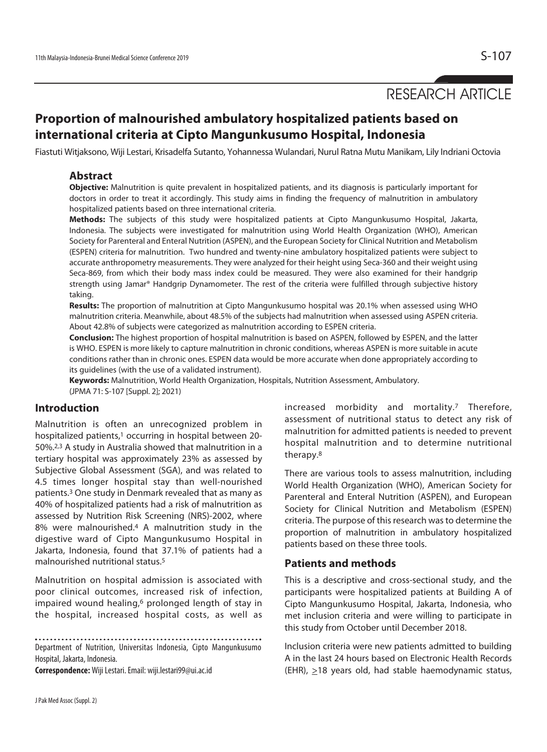RESEARCH ARTICLE

# Proportion of malnourished ambulatory hospitalized patients based on international criteria at Cipto Mangunkusumo Hospital, Indonesia

Fiastuti Witjaksono, Wiji Lestari, Krisadelfa Sutanto, Yohannessa Wulandari, Nurul Ratna Mutu Manikam, Lily Indriani Octovia

## Abstract

**Objective:** Malnutrition is quite prevalent in hospitalized patients, and its diagnosis is particularly important for doctors in order to treat it accordingly. This study aims in finding the frequency of malnutrition in ambulatory hospitalized patients based on three international criteria.

**Methods:** The subjects of this study were hospitalized patients at Cipto Mangunkusumo Hospital, Jakarta, Indonesia. The subjects were investigated for malnutrition using World Health Organization (WHO), American Society for Parenteral and Enteral Nutrition (ASPEN), and the European Society for Clinical Nutrition and Metabolism (ESPEN) criteria for malnutrition. Two hundred and twenty-nine ambulatory hospitalized patients were subject to accurate anthropometry measurements. They were analyzed for their height using Seca-360 and their weight using Seca-869, from which their body mass index could be measured. They were also examined for their handgrip strength using Jamar® Handgrip Dynamometer. The rest of the criteria were fulfilled through subjective history taking.

**Results:** The proportion of malnutrition at Cipto Mangunkusumo hospital was 20.1% when assessed using WHO malnutrition criteria. Meanwhile, about 48.5% of the subjects had malnutrition when assessed using ASPEN criteria. About 42.8% of subjects were categorized as malnutrition according to ESPEN criteria.

**Conclusion:** The highest proportion of hospital malnutrition is based on ASPEN, followed by ESPEN, and the latter is WHO. ESPEN is more likely to capture malnutrition in chronic conditions, whereas ASPEN is more suitable in acute conditions rather than in chronic ones. ESPEN data would be more accurate when done appropriately according to its guidelines (with the use of a validated instrument).

**Keywords:** Malnutrition, World Health Organization, Hospitals, Nutrition Assessment, Ambulatory.

(JPMA 71: S-107 [Suppl. 2]; 2021)

## Introduction

Malnutrition is often an unrecognized problem in hospitalized patients,[1] occurring in hospital between 20-50%.[2,3] A study in Australia showed that malnutrition in a tertiary hospital was approximately 23% as assessed by Subjective Global Assessment (SGA), and was related to 4.5 times longer hospital stay than well-nourished patients.[3] One study in Denmark revealed that as many as 40% of hospitalized patients had a risk of malnutrition as assessed by Nutrition Risk Screening (NRS)-2002, where 8% were malnourished.[4] A malnutrition study in the digestive ward of Cipto Mangunkusumo Hospital in Jakarta, Indonesia, found that 37.1% of patients had a malnourished nutritional status.[5]

Malnutrition on hospital admission is associated with poor clinical outcomes, increased risk of infection, impaired wound healing,[6] prolonged length of stay in the hospital, increased hospital costs, as well as increased morbidity and mortality.[7] Therefore, assessment of nutritional status to detect any risk of malnutrition for admitted patients is needed to prevent hospital malnutrition and to determine nutritional therapy.[8]

There are various tools to assess malnutrition, including World Health Organization (WHO), American Society for Parenteral and Enteral Nutrition (ASPEN), and European Society for Clinical Nutrition and Metabolism (ESPEN) criteria. The purpose of this research was to determine the proportion of malnutrition in ambulatory hospitalized patients based on these three tools.

## Patients and methods

This is a descriptive and cross-sectional study, and the participants were hospitalized patients at Building A of Cipto Mangunkusumo Hospital, Jakarta, Indonesia, who met inclusion criteria and were willing to participate in this study from October until December 2018.

Inclusion criteria were new patients admitted to building A in the last 24 hours based on Electronic Health Records (EHR), ≥18 years old, had stable haemodynamic status,

Department of Nutrition, Universitas Indonesia, Cipto Mangunkusumo Hospital, Jakarta, Indonesia.

**Correspondence:** Wiji Lestari. Email: wiji.lestari99@ui.ac.id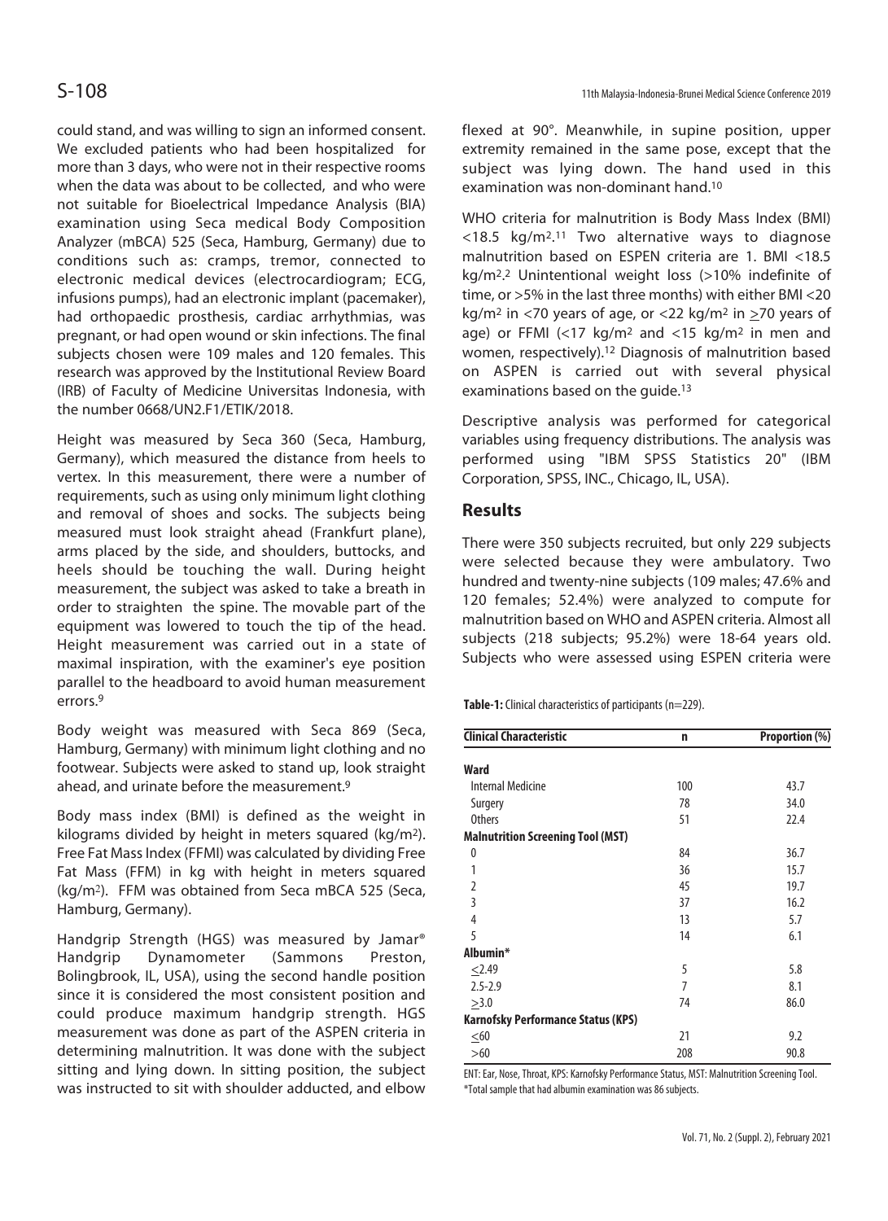could stand, and was willing to sign an informed consent. We excluded patients who had been hospitalized for more than 3 days, who were not in their respective rooms when the data was about to be collected, and who were not suitable for Bioelectrical Impedance Analysis (BIA) examination using Seca medical Body Composition Analyzer (mBCA) 525 (Seca, Hamburg, Germany) due to conditions such as: cramps, tremor, connected to electronic medical devices (electrocardiogram; ECG, infusions pumps), had an electronic implant (pacemaker), had orthopaedic prosthesis, cardiac arrhythmias, was pregnant, or had open wound or skin infections. The final subjects chosen were 109 males and 120 females. This research was approved by the Institutional Review Board (IRB) of Faculty of Medicine Universitas Indonesia, with the number 0668/UN2.F1/ETIK/2018.

Height was measured by Seca 360 (Seca, Hamburg, Germany), which measured the distance from heels to vertex. In this measurement, there were a number of requirements, such as using only minimum light clothing and removal of shoes and socks. The subjects being measured must look straight ahead (Frankfurt plane), arms placed by the side, and shoulders, buttocks, and heels should be touching the wall. During height measurement, the subject was asked to take a breath in order to straighten the spine. The movable part of the equipment was lowered to touch the tip of the head. Height measurement was carried out in a state of maximal inspiration, with the examiner's eye position parallel to the headboard to avoid human measurement errors.[9]

Body weight was measured with Seca 869 (Seca, Hamburg, Germany) with minimum light clothing and no footwear. Subjects were asked to stand up, look straight ahead, and urinate before the measurement.[9]

Body mass index (BMI) is defined as the weight in kilograms divided by height in meters squared (kg/m$^2$). Free Fat Mass Index (FFMI) was calculated by dividing Free Fat Mass (FFM) in kg with height in meters squared (kg/m$^2$). FFM was obtained from Seca mBCA 525 (Seca, Hamburg, Germany).

Handgrip Strength (HGS) was measured by Jamar® Handgrip Dynamometer (Sammons Preston, Bolingbrook, IL, USA), using the second handle position since it is considered the most consistent position and could produce maximum handgrip strength. HGS measurement was done as part of the ASPEN criteria in determining malnutrition. It was done with the subject sitting and lying down. In sitting position, the subject was instructed to sit with shoulder adducted, and elbow flexed at 90°. Meanwhile, in supine position, upper extremity remained in the same pose, except that the subject was lying down. The hand used in this examination was non-dominant hand.[10]

WHO criteria for malnutrition is Body Mass Index (BMI) <18.5 kg/m$^2$.[11] Two alternative ways to diagnose malnutrition based on ESPEN criteria are 1. BMI <18.5 kg/m$^2$.[2] Unintentional weight loss (>10% indefinite of time, or >5% in the last three months) with either BMI <20 kg/m$^2$ in <70 years of age, or <22 kg/m$^2$ in ≥70 years of age) or FFMI (<17 kg/m$^2$ and <15 kg/m$^2$ in men and women, respectively).[12] Diagnosis of malnutrition based on ASPEN is carried out with several physical examinations based on the guide.[13]

Descriptive analysis was performed for categorical variables using frequency distributions. The analysis was performed using "IBM SPSS Statistics 20" (IBM Corporation, SPSS, INC., Chicago, IL, USA).

## Results

There were 350 subjects recruited, but only 229 subjects were selected because they were ambulatory. Two hundred and twenty-nine subjects (109 males; 47.6% and 120 females; 52.4%) were analyzed to compute for malnutrition based on WHO and ASPEN criteria. Almost all subjects (218 subjects; 95.2%) were 18-64 years old. Subjects who were assessed using ESPEN criteria were

**Table-1:** Clinical characteristics of participants (n=229).

| Clinical Characteristic | n | Proportion (%) |
|---|---|---|
| **Ward** | | |
| Internal Medicine | 100 | 43.7 |
| Surgery | 78 | 34.0 |
| Others | 51 | 22.4 |
| **Malnutrition Screening Tool (MST)** | | |
| 0 | 84 | 36.7 |
| 1 | 36 | 15.7 |
| 2 | 45 | 19.7 |
| 3 | 37 | 16.2 |
| 4 | 13 | 5.7 |
| 5 | 14 | 6.1 |
| **Albumin*** | | |
| ≤2.49 | 5 | 5.8 |
| 2.5-2.9 | 7 | 8.1 |
| ≥3.0 | 74 | 86.0 |
| **Karnofsky Performance Status (KPS)** | | |
| ≤60 | 21 | 9.2 |
| >60 | 208 | 90.8 |

ENT: Ear, Nose, Throat, KPS: Karnofsky Performance Status, MST: Malnutrition Screening Tool.
*Total sample that had albumin examination was 86 subjects.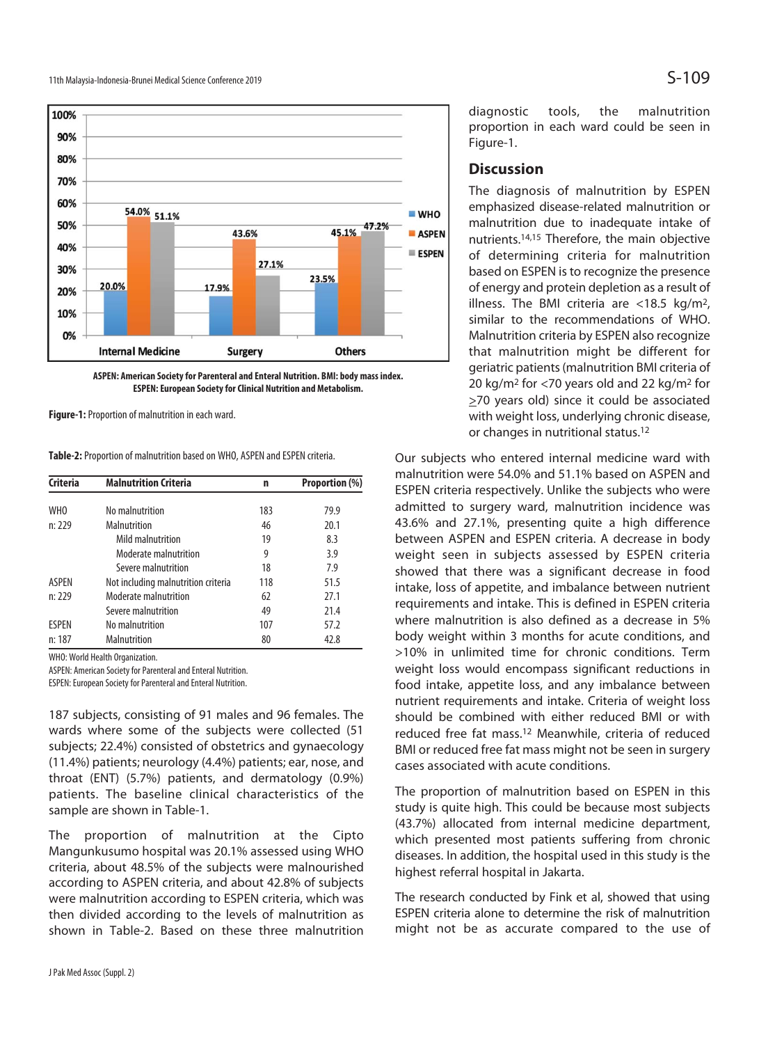ASPEN: American Society for Parenteral and Enteral Nutrition. BMI: body mass index.
ESPEN: European Society for Clinical Nutrition and Metabolism.

**Figure-1:** Proportion of malnutrition in each ward.

**Table-2:** Proportion of malnutrition based on WHO, ASPEN and ESPEN criteria.

| Criteria | Malnutrition Criteria | n | Proportion (%) |
|---|---|---|---|
| WHO | No malnutrition | 183 | 79.9 |
| n: 229 | Malnutrition | 46 | 20.1 |
| | Mild malnutrition | 19 | 8.3 |
| | Moderate malnutrition | 9 | 3.9 |
| | Severe malnutrition | 18 | 7.9 |
| ASPEN | Not including malnutrition criteria | 118 | 51.5 |
| n: 229 | Moderate malnutrition | 62 | 27.1 |
| | Severe malnutrition | 49 | 21.4 |
| ESPEN | No malnutrition | 107 | 57.2 |
| n: 187 | Malnutrition | 80 | 42.8 |

WHO: World Health Organization.
ASPEN: American Society for Parenteral and Enteral Nutrition.
ESPEN: European Society for Parenteral and Enteral Nutrition.

187 subjects, consisting of 91 males and 96 females. The wards where some of the subjects were collected (51 subjects; 22.4%) consisted of obstetrics and gynaecology (11.4%) patients; neurology (4.4%) patients; ear, nose, and throat (ENT) (5.7%) patients, and dermatology (0.9%) patients. The baseline clinical characteristics of the sample are shown in Table-1.

The proportion of malnutrition at the Cipto Mangunkusumo hospital was 20.1% assessed using WHO criteria, about 48.5% of the subjects were malnourished according to ASPEN criteria, and about 42.8% of subjects were malnutrition according to ESPEN criteria, which was then divided according to the levels of malnutrition as shown in Table-2. Based on these three malnutrition diagnostic tools, the malnutrition proportion in each ward could be seen in Figure-1.

## Discussion

The diagnosis of malnutrition by ESPEN emphasized disease-related malnutrition or malnutrition due to inadequate intake of nutrients.[14,15] Therefore, the main objective of determining criteria for malnutrition based on ESPEN is to recognize the presence of energy and protein depletion as a result of illness. The BMI criteria are <18.5 kg/m$^2$, similar to the recommendations of WHO. Malnutrition criteria by ESPEN also recognize that malnutrition might be different for geriatric patients (malnutrition BMI criteria of 20 kg/m$^2$ for <70 years old and 22 kg/m$^2$ for ≥70 years old) since it could be associated with weight loss, underlying chronic disease, or changes in nutritional status.[12]

Our subjects who entered internal medicine ward with malnutrition were 54.0% and 51.1% based on ASPEN and ESPEN criteria respectively. Unlike the subjects who were admitted to surgery ward, malnutrition incidence was 43.6% and 27.1%, presenting quite a high difference between ASPEN and ESPEN criteria. A decrease in body weight seen in subjects assessed by ESPEN criteria showed that there was a significant decrease in food intake, loss of appetite, and imbalance between nutrient requirements and intake. This is defined in ESPEN criteria where malnutrition is also defined as a decrease in 5% body weight within 3 months for acute conditions, and >10% in unlimited time for chronic conditions. Term weight loss would encompass significant reductions in food intake, appetite loss, and any imbalance between nutrient requirements and intake. Criteria of weight loss should be combined with either reduced BMI or with reduced free fat mass.[12] Meanwhile, criteria of reduced BMI or reduced free fat mass might not be seen in surgery cases associated with acute conditions.

The proportion of malnutrition based on ESPEN in this study is quite high. This could be because most subjects (43.7%) allocated from internal medicine department, which presented most patients suffering from chronic diseases. In addition, the hospital used in this study is the highest referral hospital in Jakarta.

The research conducted by Fink et al, showed that using ESPEN criteria alone to determine the risk of malnutrition might not be as accurate compared to the use of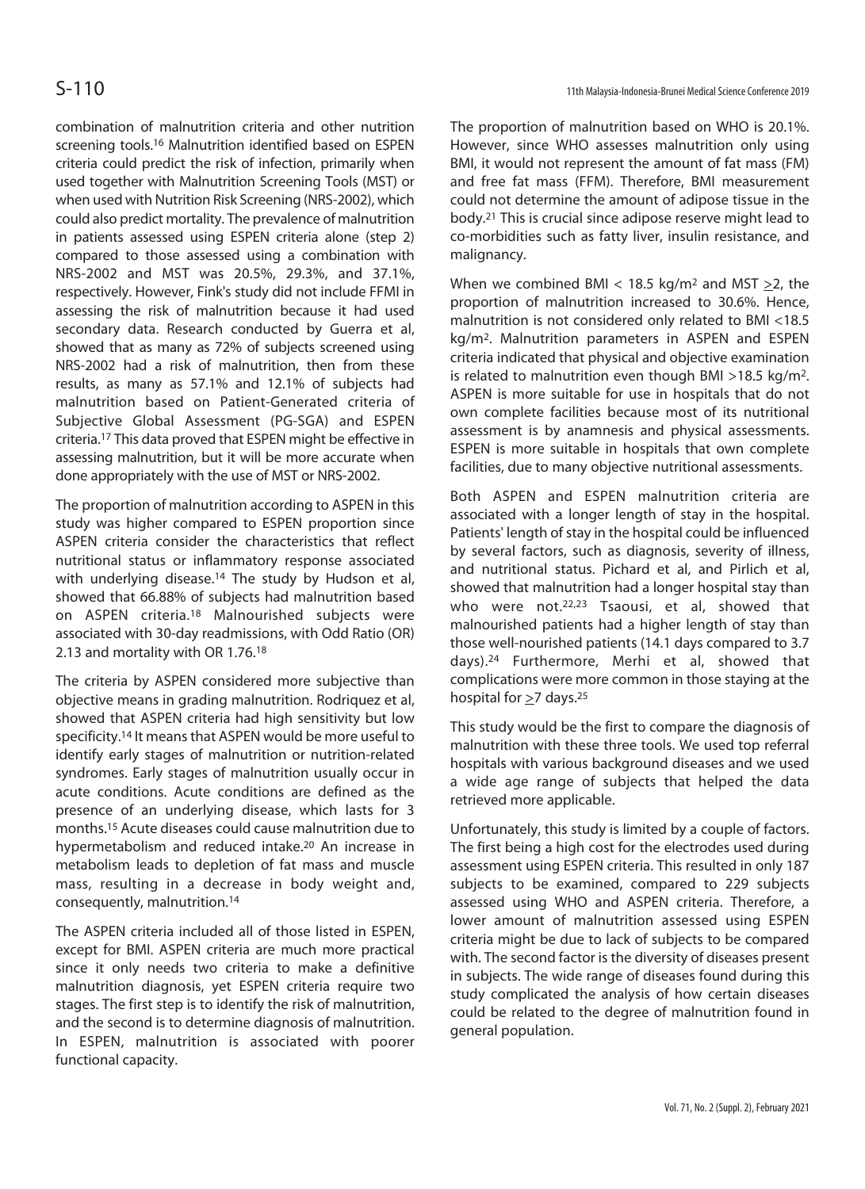combination of malnutrition criteria and other nutrition screening tools.[16] Malnutrition identified based on ESPEN criteria could predict the risk of infection, primarily when used together with Malnutrition Screening Tools (MST) or when used with Nutrition Risk Screening (NRS-2002), which could also predict mortality. The prevalence of malnutrition in patients assessed using ESPEN criteria alone (step 2) compared to those assessed using a combination with NRS-2002 and MST was 20.5%, 29.3%, and 37.1%, respectively. However, Fink's study did not include FFMI in assessing the risk of malnutrition because it had used secondary data. Research conducted by Guerra et al, showed that as many as 72% of subjects screened using NRS-2002 had a risk of malnutrition, then from these results, as many as 57.1% and 12.1% of subjects had malnutrition based on Patient-Generated criteria of Subjective Global Assessment (PG-SGA) and ESPEN criteria.[17] This data proved that ESPEN might be effective in assessing malnutrition, but it will be more accurate when done appropriately with the use of MST or NRS-2002.

The proportion of malnutrition according to ASPEN in this study was higher compared to ESPEN proportion since ASPEN criteria consider the characteristics that reflect nutritional status or inflammatory response associated with underlying disease.[14] The study by Hudson et al, showed that 66.88% of subjects had malnutrition based on ASPEN criteria.[18] Malnourished subjects were associated with 30-day readmissions, with Odd Ratio (OR) 2.13 and mortality with OR 1.76.[18]

The criteria by ASPEN considered more subjective than objective means in grading malnutrition. Rodriquez et al, showed that ASPEN criteria had high sensitivity but low specificity.[14] It means that ASPEN would be more useful to identify early stages of malnutrition or nutrition-related syndromes. Early stages of malnutrition usually occur in acute conditions. Acute conditions are defined as the presence of an underlying disease, which lasts for 3 months.[15] Acute diseases could cause malnutrition due to hypermetabolism and reduced intake.[20] An increase in metabolism leads to depletion of fat mass and muscle mass, resulting in a decrease in body weight and, consequently, malnutrition.[14]

The ASPEN criteria included all of those listed in ESPEN, except for BMI. ASPEN criteria are much more practical since it only needs two criteria to make a definitive malnutrition diagnosis, yet ESPEN criteria require two stages. The first step is to identify the risk of malnutrition, and the second is to determine diagnosis of malnutrition. In ESPEN, malnutrition is associated with poorer functional capacity.

The proportion of malnutrition based on WHO is 20.1%. However, since WHO assesses malnutrition only using BMI, it would not represent the amount of fat mass (FM) and free fat mass (FFM). Therefore, BMI measurement could not determine the amount of adipose tissue in the body.[21] This is crucial since adipose reserve might lead to co-morbidities such as fatty liver, insulin resistance, and malignancy.

When we combined BMI < 18.5 kg/m$^2$ and MST $\geq$2, the proportion of malnutrition increased to 30.6%. Hence, malnutrition is not considered only related to BMI <18.5 kg/m$^2$. Malnutrition parameters in ASPEN and ESPEN criteria indicated that physical and objective examination is related to malnutrition even though BMI >18.5 kg/m$^2$. ASPEN is more suitable for use in hospitals that do not own complete facilities because most of its nutritional assessment is by anamnesis and physical assessments. ESPEN is more suitable in hospitals that own complete facilities, due to many objective nutritional assessments.

Both ASPEN and ESPEN malnutrition criteria are associated with a longer length of stay in the hospital. Patients' length of stay in the hospital could be influenced by several factors, such as diagnosis, severity of illness, and nutritional status. Pichard et al, and Pirlich et al, showed that malnutrition had a longer hospital stay than who were not.[22,23] Tsaousi, et al, showed that malnourished patients had a higher length of stay than those well-nourished patients (14.1 days compared to 3.7 days).[24] Furthermore, Merhi et al, showed that complications were more common in those staying at the hospital for $\geq$7 days.[25]

This study would be the first to compare the diagnosis of malnutrition with these three tools. We used top referral hospitals with various background diseases and we used a wide age range of subjects that helped the data retrieved more applicable.

Unfortunately, this study is limited by a couple of factors. The first being a high cost for the electrodes used during assessment using ESPEN criteria. This resulted in only 187 subjects to be examined, compared to 229 subjects assessed using WHO and ASPEN criteria. Therefore, a lower amount of malnutrition assessed using ESPEN criteria might be due to lack of subjects to be compared with. The second factor is the diversity of diseases present in subjects. The wide range of diseases found during this study complicated the analysis of how certain diseases could be related to the degree of malnutrition found in general population.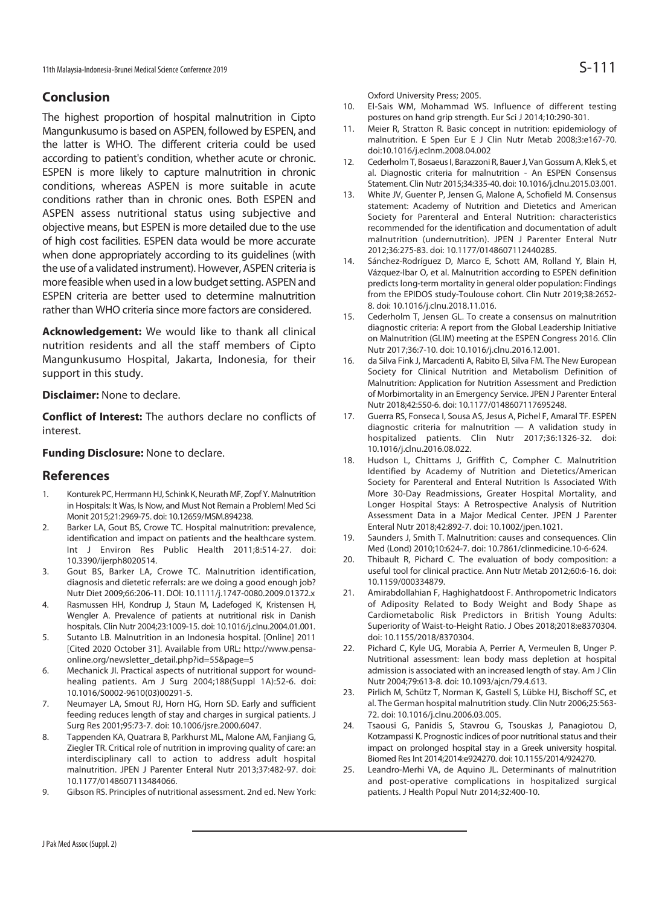## Conclusion

The highest proportion of hospital malnutrition in Cipto Mangunkusumo is based on ASPEN, followed by ESPEN, and the latter is WHO. The different criteria could be used according to patient's condition, whether acute or chronic. ESPEN is more likely to capture malnutrition in chronic conditions, whereas ASPEN is more suitable in acute conditions rather than in chronic ones. Both ESPEN and ASPEN assess nutritional status using subjective and objective means, but ESPEN is more detailed due to the use of high cost facilities. ESPEN data would be more accurate when done appropriately according to its guidelines (with the use of a validated instrument). However, ASPEN criteria is more feasible when used in a low budget setting. ASPEN and ESPEN criteria are better used to determine malnutrition rather than WHO criteria since more factors are considered.

**Acknowledgement:** We would like to thank all clinical nutrition residents and all the staff members of Cipto Mangunkusumo Hospital, Jakarta, Indonesia, for their support in this study.

**Disclaimer:** None to declare.

**Conflict of Interest:** The authors declare no conflicts of interest.

**Funding Disclosure:** None to declare.

## References

1. Konturek PC, Herrmann HJ, Schink K, Neurath MF, Zopf Y. Malnutrition in Hospitals: It Was, Is Now, and Must Not Remain a Problem! Med Sci Monit 2015;21:2969-75. doi: 10.12659/MSM.894238.
2. Barker LA, Gout BS, Crowe TC. Hospital malnutrition: prevalence, identification and impact on patients and the healthcare system. Int J Environ Res Public Health 2011;8:514-27. doi: 10.3390/ijerph8020514.
3. Gout BS, Barker LA, Crowe TC. Malnutrition identification, diagnosis and dietetic referrals: are we doing a good enough job? Nutr Diet 2009;66:206-11. DOI: 10.1111/j.1747-0080.2009.01372.x
4. Rasmussen HH, Kondrup J, Staun M, Ladefoged K, Kristensen H, Wengler A. Prevalence of patients at nutritional risk in Danish hospitals. Clin Nutr 2004;23:1009-15. doi: 10.1016/j.clnu.2004.01.001.
5. Sutanto LB. Malnutrition in an Indonesia hospital. [Online] 2011 [Cited 2020 October 31]. Available from URL: http://www.pensa-online.org/newsletter_detail.php?id=55&page=5
6. Mechanick JI. Practical aspects of nutritional support for wound-healing patients. Am J Surg 2004;188(Suppl 1A):52-6. doi: 10.1016/S0002-9610(03)00291-5.
7. Neumayer LA, Smout RJ, Horn HG, Horn SD. Early and sufficient feeding reduces length of stay and charges in surgical patients. J Surg Res 2001;95:73-7. doi: 10.1006/jsre.2000.6047.
8. Tappenden KA, Quatrara B, Parkhurst ML, Malone AM, Fanjiang G, Ziegler TR. Critical role of nutrition in improving quality of care: an interdisciplinary call to action to address adult hospital malnutrition. JPEN J Parenter Enteral Nutr 2013;37:482-97. doi: 10.1177/0148607113484066.
9. Gibson RS. Principles of nutritional assessment. 2nd ed. New York: Oxford University Press; 2005.
10. El-Sais WM, Mohammad WS. Influence of different testing postures on hand grip strength. Eur Sci J 2014;10:290-301.
11. Meier R, Stratton R. Basic concept in nutrition: epidemiology of malnutrition. E Spen Eur E J Clin Nutr Metab 2008;3:e167-70. doi:10.1016/j.eclnm.2008.04.002
12. Cederholm T, Bosaeus I, Barazzoni R, Bauer J, Van Gossum A, Klek S, et al. Diagnostic criteria for malnutrition - An ESPEN Consensus Statement. Clin Nutr 2015;34:335-40. doi: 10.1016/j.clnu.2015.03.001.
13. White JV, Guenter P, Jensen G, Malone A, Schofield M. Consensus statement: Academy of Nutrition and Dietetics and American Society for Parenteral and Enteral Nutrition: characteristics recommended for the identification and documentation of adult malnutrition (undernutrition). JPEN J Parenter Enteral Nutr 2012;36:275-83. doi: 10.1177/0148607112440285.
14. Sánchez-Rodríguez D, Marco E, Schott AM, Rolland Y, Blain H, Vázquez-Ibar O, et al. Malnutrition according to ESPEN definition predicts long-term mortality in general older population: Findings from the EPIDOS study-Toulouse cohort. Clin Nutr 2019;38:2652-8. doi: 10.1016/j.clnu.2018.11.016.
15. Cederholm T, Jensen GL. To create a consensus on malnutrition diagnostic criteria: A report from the Global Leadership Initiative on Malnutrition (GLIM) meeting at the ESPEN Congress 2016. Clin Nutr 2017;36:7-10. doi: 10.1016/j.clnu.2016.12.001.
16. da Silva Fink J, Marcadenti A, Rabito EI, Silva FM. The New European Society for Clinical Nutrition and Metabolism Definition of Malnutrition: Application for Nutrition Assessment and Prediction of Morbimortality in an Emergency Service. JPEN J Parenter Enteral Nutr 2018;42:550-6. doi: 10.1177/0148607117695248.
17. Guerra RS, Fonseca I, Sousa AS, Jesus A, Pichel F, Amaral TF. ESPEN diagnostic criteria for malnutrition — A validation study in hospitalized patients. Clin Nutr 2017;36:1326-32. doi: 10.1016/j.clnu.2016.08.022.
18. Hudson L, Chittams J, Griffith C, Compher C. Malnutrition Identified by Academy of Nutrition and Dietetics/American Society for Parenteral and Enteral Nutrition Is Associated With More 30-Day Readmissions, Greater Hospital Mortality, and Longer Hospital Stays: A Retrospective Analysis of Nutrition Assessment Data in a Major Medical Center. JPEN J Parenter Enteral Nutr 2018;42:892-7. doi: 10.1002/jpen.1021.
19. Saunders J, Smith T. Malnutrition: causes and consequences. Clin Med (Lond) 2010;10:624-7. doi: 10.7861/clinmedicine.10-6-624.
20. Thibault R, Pichard C. The evaluation of body composition: a useful tool for clinical practice. Ann Nutr Metab 2012;60:6-16. doi: 10.1159/000334879.
21. Amirabdollahian F, Haghighatdoost F. Anthropometric Indicators of Adiposity Related to Body Weight and Body Shape as Cardiometabolic Risk Predictors in British Young Adults: Superiority of Waist-to-Height Ratio. J Obes 2018;2018:e8370304. doi: 10.1155/2018/8370304.
22. Pichard C, Kyle UG, Morabia A, Perrier A, Vermeulen B, Unger P. Nutritional assessment: lean body mass depletion at hospital admission is associated with an increased length of stay. Am J Clin Nutr 2004;79:613-8. doi: 10.1093/ajcn/79.4.613.
23. Pirlich M, Schütz T, Norman K, Gastell S, Lübke HJ, Bischoff SC, et al. The German hospital malnutrition study. Clin Nutr 2006;25:563-72. doi: 10.1016/j.clnu.2006.03.005.
24. Tsaousi G, Panidis S, Stavrou G, Tsouskas J, Panagiotou D, Kotzampassi K. Prognostic indices of poor nutritional status and their impact on prolonged hospital stay in a Greek university hospital. Biomed Res Int 2014;2014:e924270. doi: 10.1155/2014/924270.
25. Leandro-Merhi VA, de Aquino JL. Determinants of malnutrition and post-operative complications in hospitalized surgical patients. J Health Popul Nutr 2014;32:400-10.